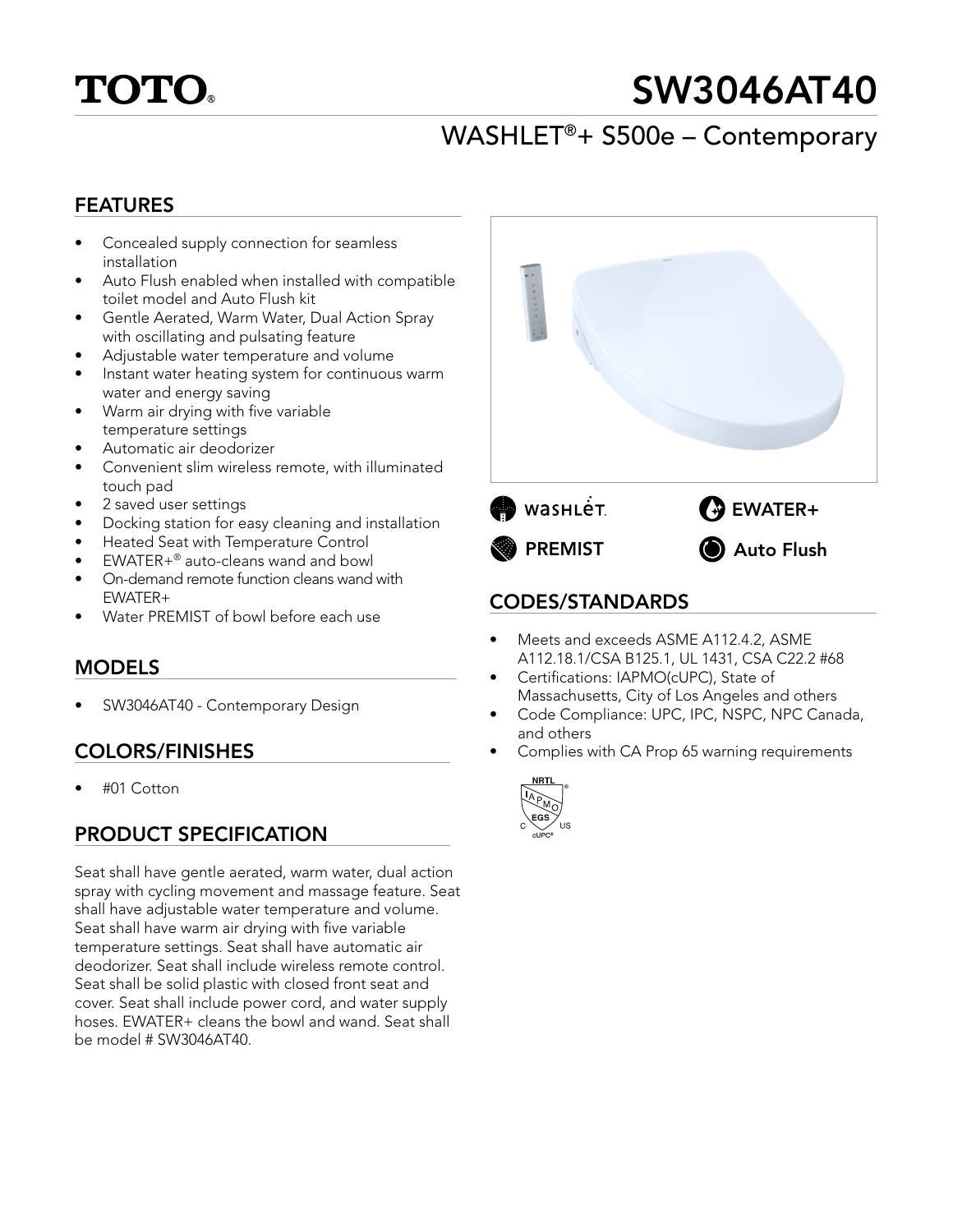# TOTO®

# SW3046AT40

## WASHLET®+ S500e – Contemporary

## FEATURES

- Concealed supply connection for seamless installation
- Auto Flush enabled when installed with compatible toilet model and Auto Flush kit
- Gentle Aerated, Warm Water, Dual Action Spray with oscillating and pulsating feature
- Adjustable water temperature and volume
- Instant water heating system for continuous warm water and energy saving
- Warm air drying with five variable temperature settings
- Automatic air deodorizer
- Convenient slim wireless remote, with illuminated touch pad
- 2 saved user settings
- Docking station for easy cleaning and installation
- Heated Seat with Temperature Control
- EWATER+® auto-cleans wand and bowl
- On-demand remote function cleans wand with EWATER+
- Water PREMIST of bowl before each use

WASHLET · EWATER+ · PREMIST · Auto Flush

## MODELS

- SW3046AT40 - Contemporary Design

## COLORS/FINISHES

- #01 Cotton

## PRODUCT SPECIFICATION

Seat shall have gentle aerated, warm water, dual action spray with cycling movement and massage feature. Seat shall have adjustable water temperature and volume. Seat shall have warm air drying with five variable temperature settings. Seat shall have automatic air deodorizer. Seat shall include wireless remote control. Seat shall be solid plastic with closed front seat and cover. Seat shall include power cord, and water supply hoses. EWATER+ cleans the bowl and wand. Seat shall be model # SW3046AT40.

## CODES/STANDARDS

- Meets and exceeds ASME A112.4.2, ASME A112.18.1/CSA B125.1, UL 1431, CSA C22.2 #68
- Certifications: IAPMO(cUPC), State of Massachusetts, City of Los Angeles and others
- Code Compliance: UPC, IPC, NSPC, NPC Canada, and others
- Complies with CA Prop 65 warning requirements

NRTL IAPMO EGS C US cUPC®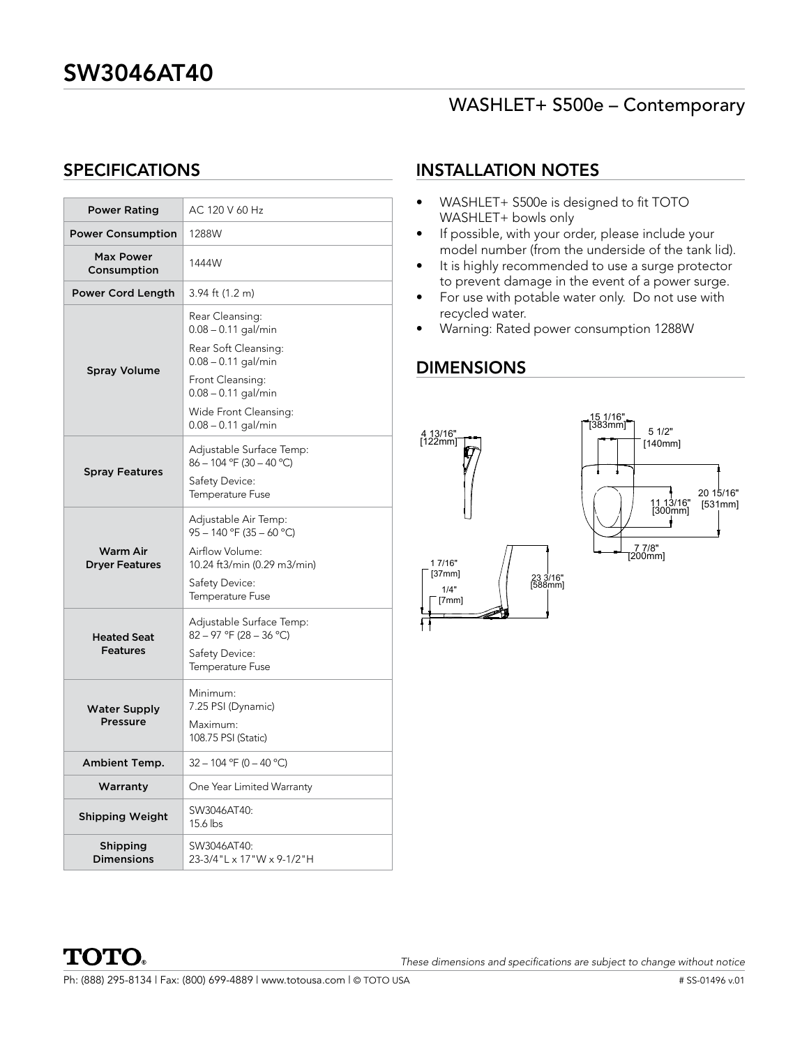# SW3046AT40

## WASHLET+ S500e – Contemporary

## SPECIFICATIONS

| | |
|---|---|
| **Power Rating** | AC 120 V 60 Hz |
| **Power Consumption** | 1288W |
| **Max Power Consumption** | 1444W |
| **Power Cord Length** | 3.94 ft (1.2 m) |
| **Spray Volume** | Rear Cleansing: 0.08 – 0.11 gal/min<br>Rear Soft Cleansing: 0.08 – 0.11 gal/min<br>Front Cleansing: 0.08 – 0.11 gal/min<br>Wide Front Cleansing: 0.08 – 0.11 gal/min |
| **Spray Features** | Adjustable Surface Temp: 86 – 104 °F (30 – 40 °C)<br>Safety Device: Temperature Fuse |
| **Warm Air Dryer Features** | Adjustable Air Temp: 95 – 140 °F (35 – 60 °C)<br>Airflow Volume: 10.24 ft3/min (0.29 m3/min)<br>Safety Device: Temperature Fuse |
| **Heated Seat Features** | Adjustable Surface Temp: 82 – 97 °F (28 – 36 °C)<br>Safety Device: Temperature Fuse |
| **Water Supply Pressure** | Minimum: 7.25 PSI (Dynamic)<br>Maximum: 108.75 PSI (Static) |
| **Ambient Temp.** | 32 – 104 °F (0 – 40 °C) |
| **Warranty** | One Year Limited Warranty |
| **Shipping Weight** | SW3046AT40: 15.6 lbs |
| **Shipping Dimensions** | SW3046AT40: 23-3/4"L x 17"W x 9-1/2"H |

## INSTALLATION NOTES

- WASHLET+ S500e is designed to fit TOTO WASHLET+ bowls only
- If possible, with your order, please include your model number (from the underside of the tank lid).
- It is highly recommended to use a surge protector to prevent damage in the event of a power surge.
- For use with potable water only. Do not use with recycled water.
- Warning: Rated power consumption 1288W

## DIMENSIONS

4 13/16" [122mm]

15 1/16" [383mm]

5 1/2" [140mm]

20 15/16" [531mm]

11 13/16" [300mm]

7 7/8" [200mm]

1 7/16" [37mm]

1/4" [7mm]

23 3/16" [588mm]

*These dimensions and specifications are subject to change without notice*

Ph: (888) 295-8134 | Fax: (800) 699-4889 | www.totousa.com | © TOTO USA

# SS-01496 v.01